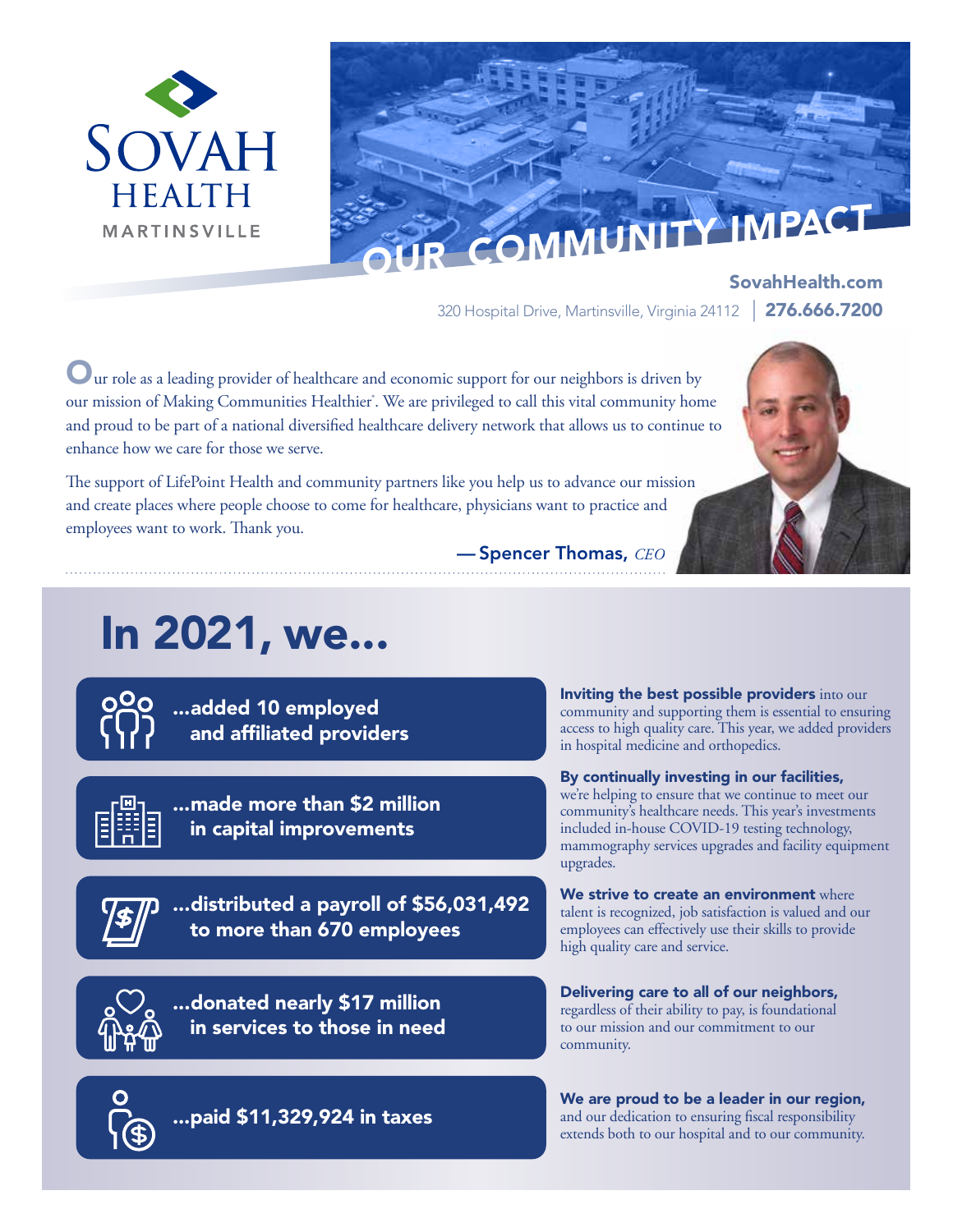# SOVAH HEALTH
MARTINSVILLE

# OUR COMMUNITY IMPACT

**SovahHealth.com**

320 Hospital Drive, Martinsville, Virginia 24112 | **276.666.7200**

Our role as a leading provider of healthcare and economic support for our neighbors is driven by our mission of Making Communities Healthier®. We are privileged to call this vital community home and proud to be part of a national diversified healthcare delivery network that allows us to continue to enhance how we care for those we serve.

The support of LifePoint Health and community partners like you help us to advance our mission and create places where people choose to come for healthcare, physicians want to practice and employees want to work. Thank you.

— **Spencer Thomas,** *CEO*

## In 2021, we...

**...added 10 employed and affiliated providers**

**Inviting the best possible providers** into our community and supporting them is essential to ensuring access to high quality care. This year, we added providers in hospital medicine and orthopedics.

**...made more than $2 million in capital improvements**

**By continually investing in our facilities,** we're helping to ensure that we continue to meet our community's healthcare needs. This year's investments included in-house COVID-19 testing technology, mammography services upgrades and facility equipment upgrades.

**...distributed a payroll of $56,031,492 to more than 670 employees**

**We strive to create an environment** where talent is recognized, job satisfaction is valued and our employees can effectively use their skills to provide high quality care and service.

**...donated nearly $17 million in services to those in need**

**Delivering care to all of our neighbors,** regardless of their ability to pay, is foundational to our mission and our commitment to our community.

**...paid $11,329,924 in taxes**

**We are proud to be a leader in our region,** and our dedication to ensuring fiscal responsibility extends both to our hospital and to our community.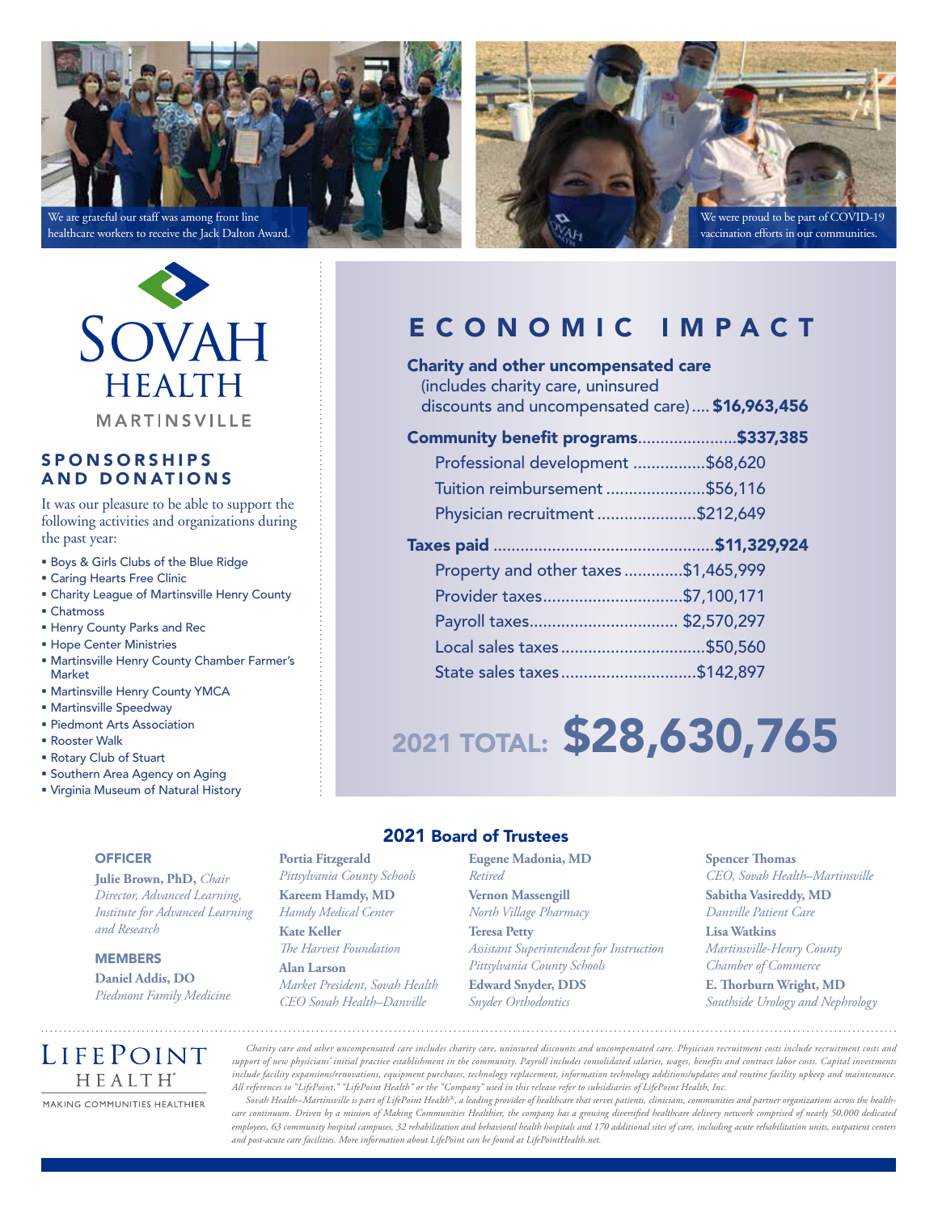We are grateful our staff was among front line healthcare workers to receive the Jack Dalton Award.

We were proud to be part of COVID-19 vaccination efforts in our communities.

SOVAH HEALTH

MARTINSVILLE

## SPONSORSHIPS AND DONATIONS

It was our pleasure to be able to support the following activities and organizations during the past year:

- Boys & Girls Clubs of the Blue Ridge
- Caring Hearts Free Clinic
- Charity League of Martinsville Henry County
- Chatmoss
- Henry County Parks and Rec
- Hope Center Ministries
- Martinsville Henry County Chamber Farmer's Market
- Martinsville Henry County YMCA
- Martinsville Speedway
- Piedmont Arts Association
- Rooster Walk
- Rotary Club of Stuart
- Southern Area Agency on Aging
- Virginia Museum of Natural History

## ECONOMIC IMPACT

**Charity and other uncompensated care** (includes charity care, uninsured discounts and uncompensated care).... **$16,963,456**

**Community benefit programs.....................$337,385**

- Professional development ................$68,620
- Tuition reimbursement ......................$56,116
- Physician recruitment ......................$212,649

**Taxes paid ................................................$11,329,924**

- Property and other taxes .............$1,465,999
- Provider taxes..............................$7,100,171
- Payroll taxes................................ $2,570,297
- Local sales taxes ................................$50,560
- State sales taxes ..............................$142,897

**2021 TOTAL: $28,630,765**

## 2021 Board of Trustees

**OFFICER**

**Julie Brown, PhD,** *Chair*
*Director, Advanced Learning, Institute for Advanced Learning and Research*

**MEMBERS**

**Daniel Addis, DO**
*Piedmont Family Medicine*

**Portia Fitzgerald**
*Pittsylvania County Schools*

**Kareem Hamdy, MD**
*Hamdy Medical Center*

**Kate Keller**
*The Harvest Foundation*

**Alan Larson**
*Market President, Sovah Health*
*CEO Sovah Health–Danville*

**Eugene Madonia, MD**
*Retired*

**Vernon Massengill**
*North Village Pharmacy*

**Teresa Petty**
*Assistant Superintendent for Instruction Pittsylvania County Schools*

**Edward Snyder, DDS**
*Snyder Orthodontics*

**Spencer Thomas**
*CEO, Sovah Health–Martinsville*

**Sabitha Vasireddy, MD**
*Danville Patient Care*

**Lisa Watkins**
*Martinsville-Henry County Chamber of Commerce*

**E. Thorburn Wright, MD**
*Southside Urology and Nephrology*

LIFEPOINT HEALTH®

MAKING COMMUNITIES HEALTHIER

*Charity care and other uncompensated care includes charity care, uninsured discounts and uncompensated care. Physician recruitment costs include recruitment costs and support of new physicians' initial practice establishment in the community. Payroll includes consolidated salaries, wages, benefits and contract labor costs. Capital investments include facility expansions/renovations, equipment purchases, technology replacement, information technology additions/updates and routine facility upkeep and maintenance. All references to "LifePoint," "LifePoint Health" or the "Company" used in this release refer to subsidiaries of LifePoint Health, Inc.*

*Sovah Health–Martinsville is part of LifePoint Health®, a leading provider of healthcare that serves patients, clinicians, communities and partner organizations across the healthcare continuum. Driven by a mission of Making Communities Healthier, the company has a growing diversified healthcare delivery network comprised of nearly 50,000 dedicated employees, 63 community hospital campuses, 32 rehabilitation and behavioral health hospitals and 170 additional sites of care, including acute rehabilitation units, outpatient centers and post-acute care facilities. More information about LifePoint can be found at LifePointHealth.net.*